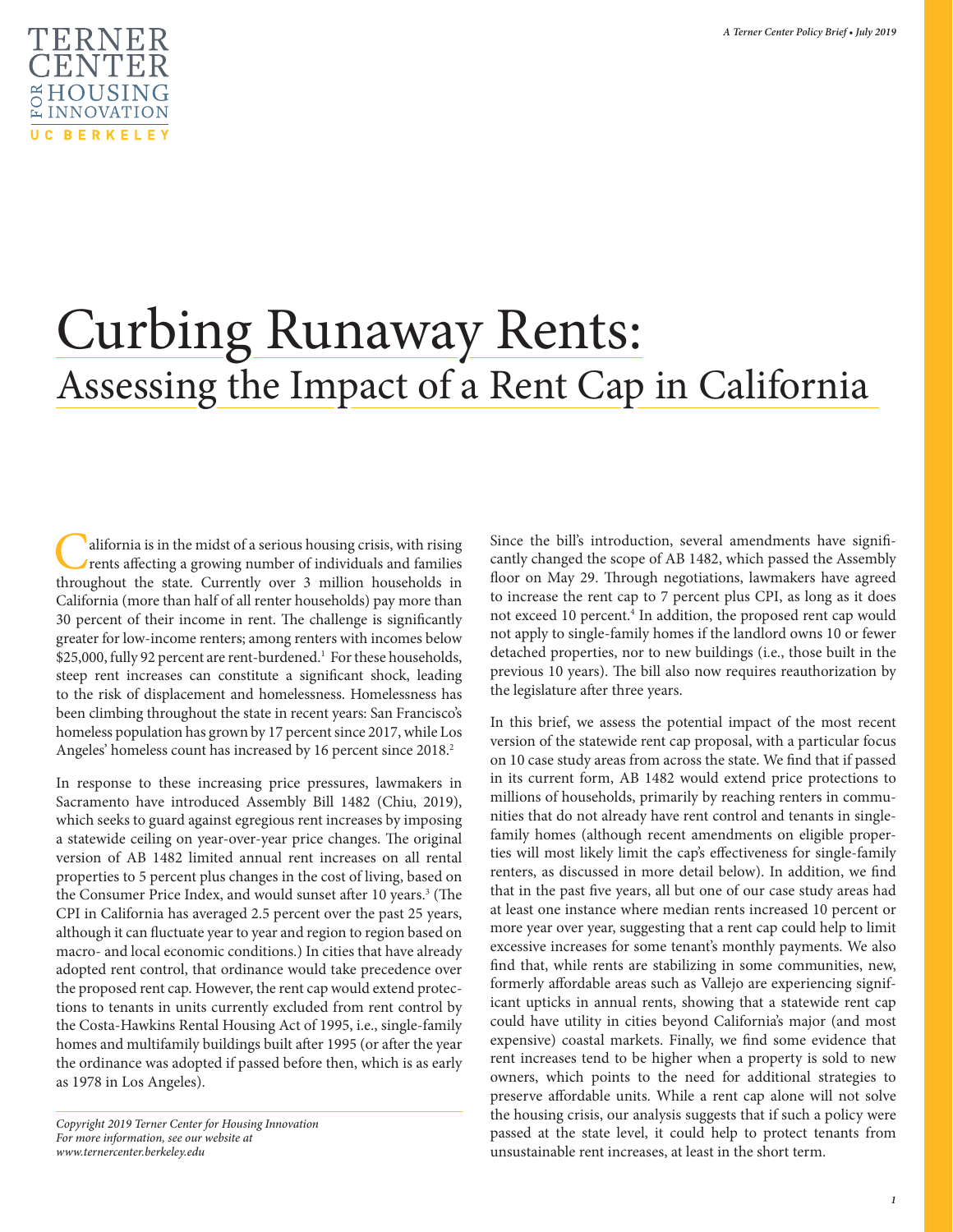# Curbing Runaway Rents:

## Assessing the Impact of a Rent Cap in California

California is in the midst of a serious housing crisis, with rising rents affecting a growing number of individuals and families throughout the state. Currently over 3 million households in California (more than half of all renter households) pay more than 30 percent of their income in rent. The challenge is significantly greater for low-income renters; among renters with incomes below $25,000, fully 92 percent are rent-burdened.[1] For these households, steep rent increases can constitute a significant shock, leading to the risk of displacement and homelessness. Homelessness has been climbing throughout the state in recent years: San Francisco's homeless population has grown by 17 percent since 2017, while Los Angeles' homeless count has increased by 16 percent since 2018.[2]

In response to these increasing price pressures, lawmakers in Sacramento have introduced Assembly Bill 1482 (Chiu, 2019), which seeks to guard against egregious rent increases by imposing a statewide ceiling on year-over-year price changes. The original version of AB 1482 limited annual rent increases on all rental properties to 5 percent plus changes in the cost of living, based on the Consumer Price Index, and would sunset after 10 years.[3] (The CPI in California has averaged 2.5 percent over the past 25 years, although it can fluctuate year to year and region to region based on macro- and local economic conditions.) In cities that have already adopted rent control, that ordinance would take precedence over the proposed rent cap. However, the rent cap would extend protections to tenants in units currently excluded from rent control by the Costa-Hawkins Rental Housing Act of 1995, i.e., single-family homes and multifamily buildings built after 1995 (or after the year the ordinance was adopted if passed before then, which is as early as 1978 in Los Angeles).

Since the bill's introduction, several amendments have significantly changed the scope of AB 1482, which passed the Assembly floor on May 29. Through negotiations, lawmakers have agreed to increase the rent cap to 7 percent plus CPI, as long as it does not exceed 10 percent.[4] In addition, the proposed rent cap would not apply to single-family homes if the landlord owns 10 or fewer detached properties, nor to new buildings (i.e., those built in the previous 10 years). The bill also now requires reauthorization by the legislature after three years.

In this brief, we assess the potential impact of the most recent version of the statewide rent cap proposal, with a particular focus on 10 case study areas from across the state. We find that if passed in its current form, AB 1482 would extend price protections to millions of households, primarily by reaching renters in communities that do not already have rent control and tenants in single-family homes (although recent amendments on eligible properties will most likely limit the cap's effectiveness for single-family renters, as discussed in more detail below). In addition, we find that in the past five years, all but one of our case study areas had at least one instance where median rents increased 10 percent or more year over year, suggesting that a rent cap could help to limit excessive increases for some tenant's monthly payments. We also find that, while rents are stabilizing in some communities, new, formerly affordable areas such as Vallejo are experiencing significant upticks in annual rents, showing that a statewide rent cap could have utility in cities beyond California's major (and most expensive) coastal markets. Finally, we find some evidence that rent increases tend to be higher when a property is sold to new owners, which points to the need for additional strategies to preserve affordable units. While a rent cap alone will not solve the housing crisis, our analysis suggests that if such a policy were passed at the state level, it could help to protect tenants from unsustainable rent increases, at least in the short term.

*Copyright 2019 Terner Center for Housing Innovation*
*For more information, see our website at*
*www.ternercenter.berkeley.edu*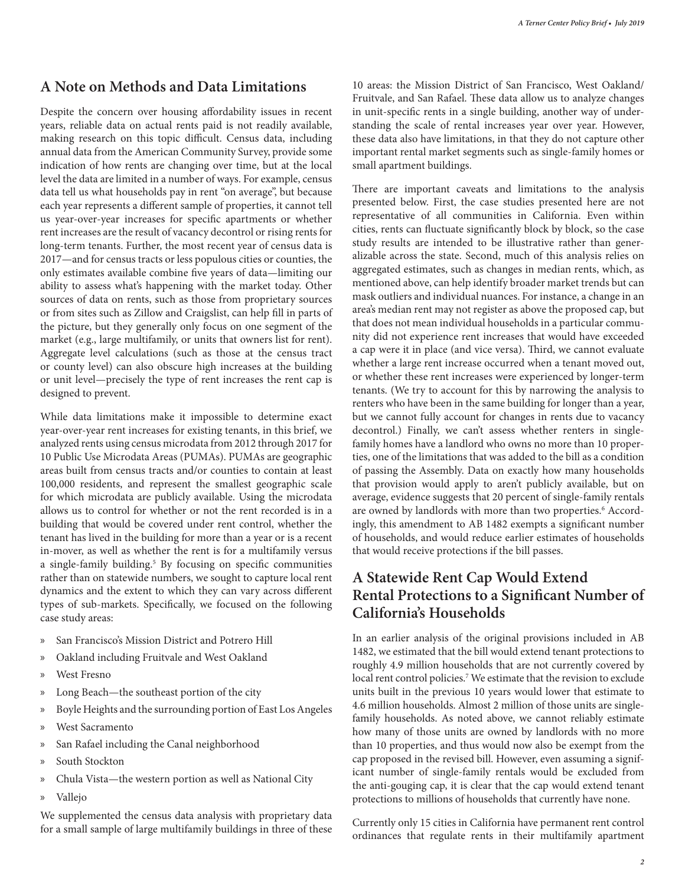## A Note on Methods and Data Limitations

Despite the concern over housing affordability issues in recent years, reliable data on actual rents paid is not readily available, making research on this topic difficult. Census data, including annual data from the American Community Survey, provide some indication of how rents are changing over time, but at the local level the data are limited in a number of ways. For example, census data tell us what households pay in rent "on average", but because each year represents a different sample of properties, it cannot tell us year-over-year increases for specific apartments or whether rent increases are the result of vacancy decontrol or rising rents for long-term tenants. Further, the most recent year of census data is 2017—and for census tracts or less populous cities or counties, the only estimates available combine five years of data—limiting our ability to assess what's happening with the market today. Other sources of data on rents, such as those from proprietary sources or from sites such as Zillow and Craigslist, can help fill in parts of the picture, but they generally only focus on one segment of the market (e.g., large multifamily, or units that owners list for rent). Aggregate level calculations (such as those at the census tract or county level) can also obscure high increases at the building or unit level—precisely the type of rent increases the rent cap is designed to prevent.

While data limitations make it impossible to determine exact year-over-year rent increases for existing tenants, in this brief, we analyzed rents using census microdata from 2012 through 2017 for 10 Public Use Microdata Areas (PUMAs). PUMAs are geographic areas built from census tracts and/or counties to contain at least 100,000 residents, and represent the smallest geographic scale for which microdata are publicly available. Using the microdata allows us to control for whether or not the rent recorded is in a building that would be covered under rent control, whether the tenant has lived in the building for more than a year or is a recent in-mover, as well as whether the rent is for a multifamily versus a single-family building.[5] By focusing on specific communities rather than on statewide numbers, we sought to capture local rent dynamics and the extent to which they can vary across different types of sub-markets. Specifically, we focused on the following case study areas:

- San Francisco's Mission District and Potrero Hill
- Oakland including Fruitvale and West Oakland
- West Fresno
- Long Beach—the southeast portion of the city
- Boyle Heights and the surrounding portion of East Los Angeles
- West Sacramento
- San Rafael including the Canal neighborhood
- South Stockton
- Chula Vista—the western portion as well as National City
- Vallejo

We supplemented the census data analysis with proprietary data for a small sample of large multifamily buildings in three of these 10 areas: the Mission District of San Francisco, West Oakland/Fruitvale, and San Rafael. These data allow us to analyze changes in unit-specific rents in a single building, another way of understanding the scale of rental increases year over year. However, these data also have limitations, in that they do not capture other important rental market segments such as single-family homes or small apartment buildings.

There are important caveats and limitations to the analysis presented below. First, the case studies presented here are not representative of all communities in California. Even within cities, rents can fluctuate significantly block by block, so the case study results are intended to be illustrative rather than generalizable across the state. Second, much of this analysis relies on aggregated estimates, such as changes in median rents, which, as mentioned above, can help identify broader market trends but can mask outliers and individual nuances. For instance, a change in an area's median rent may not register as above the proposed cap, but that does not mean individual households in a particular community did not experience rent increases that would have exceeded a cap were it in place (and vice versa). Third, we cannot evaluate whether a large rent increase occurred when a tenant moved out, or whether these rent increases were experienced by longer-term tenants. (We try to account for this by narrowing the analysis to renters who have been in the same building for longer than a year, but we cannot fully account for changes in rents due to vacancy decontrol.) Finally, we can't assess whether renters in single-family homes have a landlord who owns no more than 10 properties, one of the limitations that was added to the bill as a condition of passing the Assembly. Data on exactly how many households that provision would apply to aren't publicly available, but on average, evidence suggests that 20 percent of single-family rentals are owned by landlords with more than two properties.[6] Accordingly, this amendment to AB 1482 exempts a significant number of households, and would reduce earlier estimates of households that would receive protections if the bill passes.

## A Statewide Rent Cap Would Extend Rental Protections to a Significant Number of California's Households

In an earlier analysis of the original provisions included in AB 1482, we estimated that the bill would extend tenant protections to roughly 4.9 million households that are not currently covered by local rent control policies.[7] We estimate that the revision to exclude units built in the previous 10 years would lower that estimate to 4.6 million households. Almost 2 million of those units are single-family households. As noted above, we cannot reliably estimate how many of those units are owned by landlords with no more than 10 properties, and thus would now also be exempt from the cap proposed in the revised bill. However, even assuming a significant number of single-family rentals would be excluded from the anti-gouging cap, it is clear that the cap would extend tenant protections to millions of households that currently have none.

Currently only 15 cities in California have permanent rent control ordinances that regulate rents in their multifamily apartment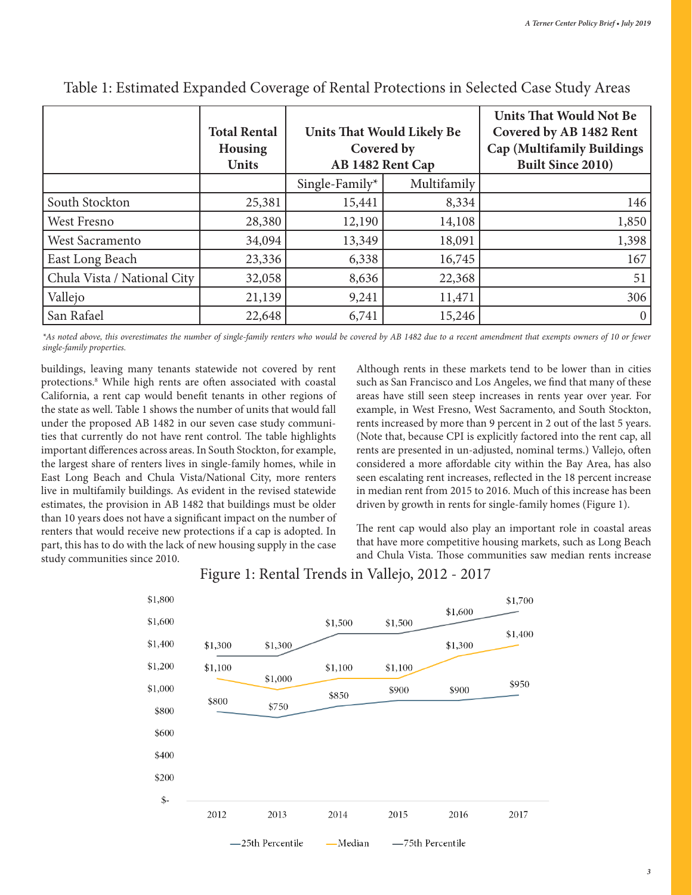Table 1: Estimated Expanded Coverage of Rental Protections in Selected Case Study Areas

| | Total Rental Housing Units | Units That Would Likely Be Covered by AB 1482 Rent Cap | | Units That Would Not Be Covered by AB 1482 Rent Cap (Multifamily Buildings Built Since 2010) |
|---|---|---|---|---|
| | | Single-Family* | Multifamily | |
| South Stockton | 25,381 | 15,441 | 8,334 | 146 |
| West Fresno | 28,380 | 12,190 | 14,108 | 1,850 |
| West Sacramento | 34,094 | 13,349 | 18,091 | 1,398 |
| East Long Beach | 23,336 | 6,338 | 16,745 | 167 |
| Chula Vista / National City | 32,058 | 8,636 | 22,368 | 51 |
| Vallejo | 21,139 | 9,241 | 11,471 | 306 |
| San Rafael | 22,648 | 6,741 | 15,246 | 0 |

*\*As noted above, this overestimates the number of single-family renters who would be covered by AB 1482 due to a recent amendment that exempts owners of 10 or fewer single-family properties.*

buildings, leaving many tenants statewide not covered by rent protections.[8] While high rents are often associated with coastal California, a rent cap would benefit tenants in other regions of the state as well. Table 1 shows the number of units that would fall under the proposed AB 1482 in our seven case study communities that currently do not have rent control. The table highlights important differences across areas. In South Stockton, for example, the largest share of renters lives in single-family homes, while in East Long Beach and Chula Vista/National City, more renters live in multifamily buildings. As evident in the revised statewide estimates, the provision in AB 1482 that buildings must be older than 10 years does not have a significant impact on the number of renters that would receive new protections if a cap is adopted. In part, this has to do with the lack of new housing supply in the case study communities since 2010.

Although rents in these markets tend to be lower than in cities such as San Francisco and Los Angeles, we find that many of these areas have still seen steep increases in rents year over year. For example, in West Fresno, West Sacramento, and South Stockton, rents increased by more than 9 percent in 2 out of the last 5 years. (Note that, because CPI is explicitly factored into the rent cap, all rents are presented in un-adjusted, nominal terms.) Vallejo, often considered a more affordable city within the Bay Area, has also seen escalating rent increases, reflected in the 18 percent increase in median rent from 2015 to 2016. Much of this increase has been driven by growth in rents for single-family homes (Figure 1).

The rent cap would also play an important role in coastal areas that have more competitive housing markets, such as Long Beach and Chula Vista. Those communities saw median rents increase

Figure 1: Rental Trends in Vallejo, 2012 - 2017

| Year | 25th Percentile | Median | 75th Percentile |
|---|---|---|---|
| 2012 | $800 | $1,100 | $1,300 |
| 2013 | $750 | $1,000 | $1,300 |
| 2014 | $850 | $1,100 | $1,500 |
| 2015 | $900 | $1,100 | $1,500 |
| 2016 | $900 | $1,300 | $1,600 |
| 2017 | $950 | $1,400 | $1,700 |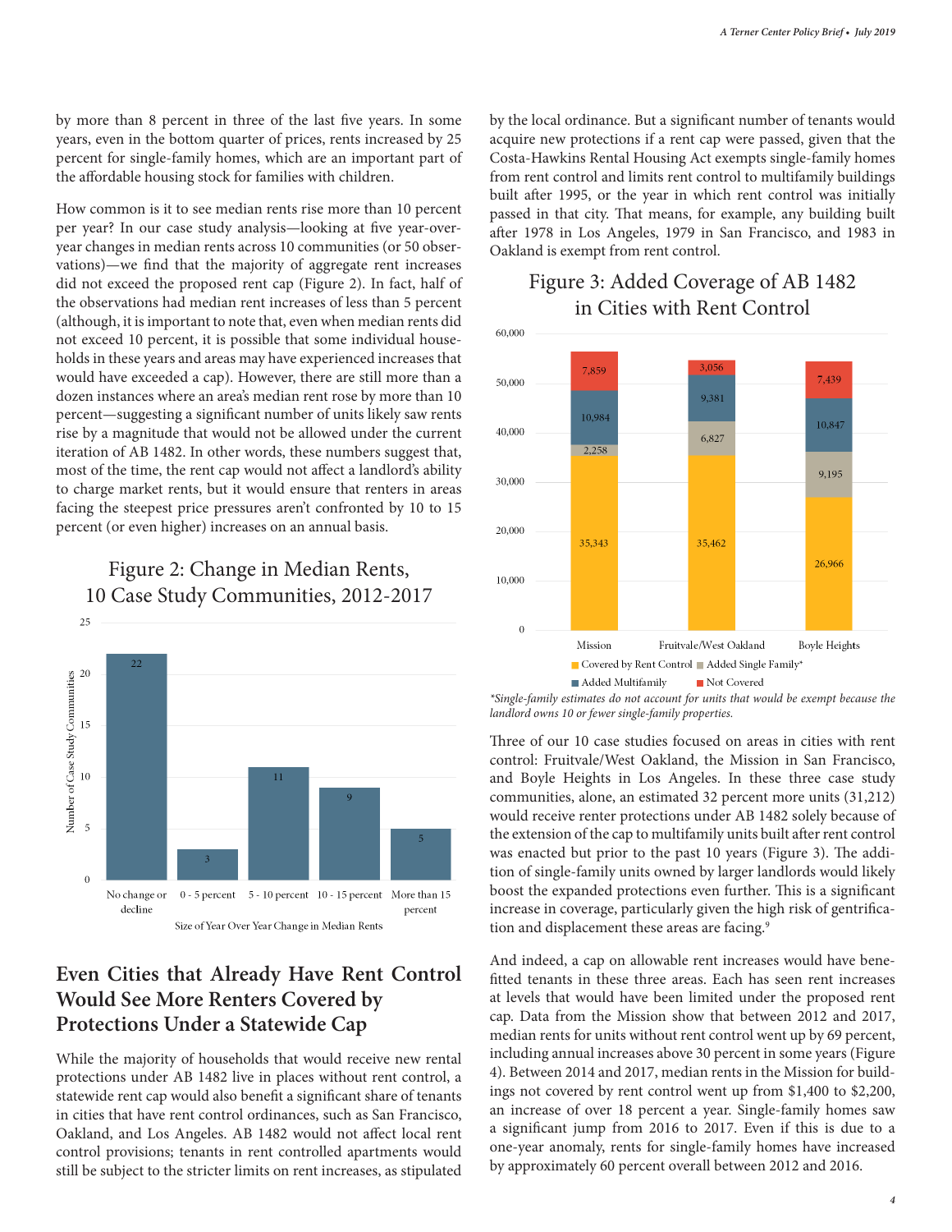by more than 8 percent in three of the last five years. In some years, even in the bottom quarter of prices, rents increased by 25 percent for single-family homes, which are an important part of the affordable housing stock for families with children.

How common is it to see median rents rise more than 10 percent per year? In our case study analysis—looking at five year-over-year changes in median rents across 10 communities (or 50 observations)—we find that the majority of aggregate rent increases did not exceed the proposed rent cap (Figure 2). In fact, half of the observations had median rent increases of less than 5 percent (although, it is important to note that, even when median rents did not exceed 10 percent, it is possible that some individual households in these years and areas may have experienced increases that would have exceeded a cap). However, there are still more than a dozen instances where an area's median rent rose by more than 10 percent—suggesting a significant number of units likely saw rents rise by a magnitude that would not be allowed under the current iteration of AB 1482. In other words, these numbers suggest that, most of the time, the rent cap would not affect a landlord's ability to charge market rents, but it would ensure that renters in areas facing the steepest price pressures aren't confronted by 10 to 15 percent (or even higher) increases on an annual basis.

Figure 2: Change in Median Rents, 10 Case Study Communities, 2012-2017

| Size of Year Over Year Change in Median Rents | Number of Case Study Communities |
|---|---|
| No change or decline | 22 |
| 0 - 5 percent | 3 |
| 5 - 10 percent | 11 |
| 10 - 15 percent | 9 |
| More than 15 percent | 5 |

## Even Cities that Already Have Rent Control Would See More Renters Covered by Protections Under a Statewide Cap

While the majority of households that would receive new rental protections under AB 1482 live in places without rent control, a statewide rent cap would also benefit a significant share of tenants in cities that have rent control ordinances, such as San Francisco, Oakland, and Los Angeles. AB 1482 would not affect local rent control provisions; tenants in rent controlled apartments would still be subject to the stricter limits on rent increases, as stipulated by the local ordinance. But a significant number of tenants would acquire new protections if a rent cap were passed, given that the Costa-Hawkins Rental Housing Act exempts single-family homes from rent control and limits rent control to multifamily buildings built after 1995, or the year in which rent control was initially passed in that city. That means, for example, any building built after 1978 in Los Angeles, 1979 in San Francisco, and 1983 in Oakland is exempt from rent control.

Figure 3: Added Coverage of AB 1482 in Cities with Rent Control

| | Covered by Rent Control | Added Single Family* | Added Multifamily | Not Covered |
|---|---|---|---|---|
| Mission | 35,343 | 2,258 | 10,984 | 7,859 |
| Fruitvale/West Oakland | 35,462 | 6,827 | 9,381 | 3,056 |
| Boyle Heights | 26,966 | 9,195 | 10,847 | 7,439 |

*\*Single-family estimates do not account for units that would be exempt because the landlord owns 10 or fewer single-family properties.*

Three of our 10 case studies focused on areas in cities with rent control: Fruitvale/West Oakland, the Mission in San Francisco, and Boyle Heights in Los Angeles. In these three case study communities, alone, an estimated 32 percent more units (31,212) would receive renter protections under AB 1482 solely because of the extension of the cap to multifamily units built after rent control was enacted but prior to the past 10 years (Figure 3). The addition of single-family units owned by larger landlords would likely boost the expanded protections even further. This is a significant increase in coverage, particularly given the high risk of gentrification and displacement these areas are facing.[9]

And indeed, a cap on allowable rent increases would have benefitted tenants in these three areas. Each has seen rent increases at levels that would have been limited under the proposed rent cap. Data from the Mission show that between 2012 and 2017, median rents for units without rent control went up by 69 percent, including annual increases above 30 percent in some years (Figure 4). Between 2014 and 2017, median rents in the Mission for buildings not covered by rent control went up from $1,400 to $2,200, an increase of over 18 percent a year. Single-family homes saw a significant jump from 2016 to 2017. Even if this is due to a one-year anomaly, rents for single-family homes have increased by approximately 60 percent overall between 2012 and 2016.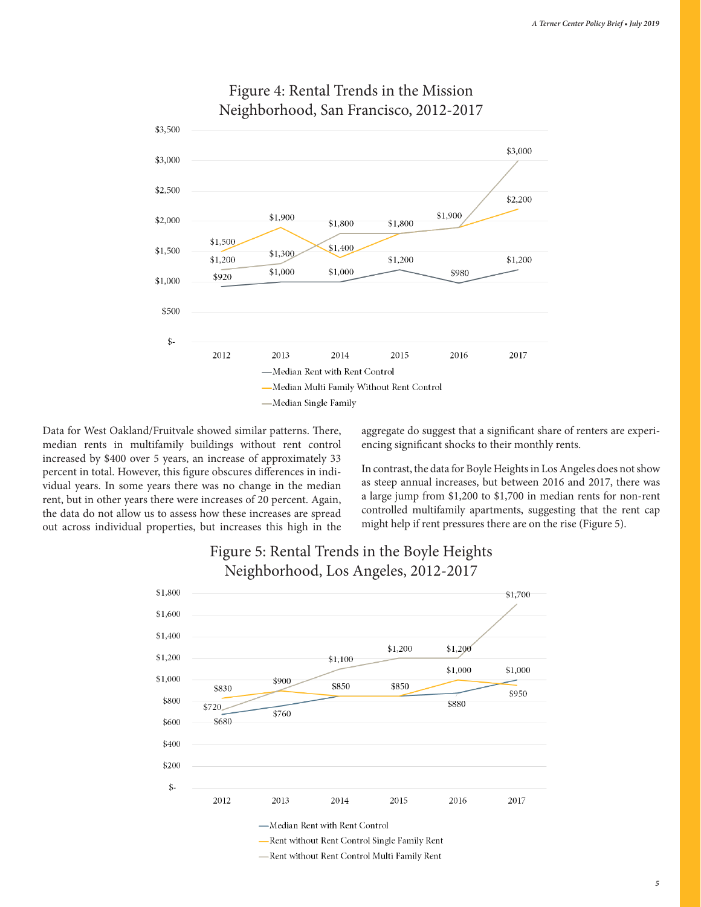Figure 4: Rental Trends in the Mission Neighborhood, San Francisco, 2012-2017

Data for West Oakland/Fruitvale showed similar patterns. There, median rents in multifamily buildings without rent control increased by $400 over 5 years, an increase of approximately 33 percent in total. However, this figure obscures differences in individual years. In some years there was no change in the median rent, but in other years there were increases of 20 percent. Again, the data do not allow us to assess how these increases are spread out across individual properties, but increases this high in the aggregate do suggest that a significant share of renters are experiencing significant shocks to their monthly rents.

In contrast, the data for Boyle Heights in Los Angeles does not show as steep annual increases, but between 2016 and 2017, there was a large jump from $1,200 to $1,700 in median rents for non-rent controlled multifamily apartments, suggesting that the rent cap might help if rent pressures there are on the rise (Figure 5).

Figure 5: Rental Trends in the Boyle Heights Neighborhood, Los Angeles, 2012-2017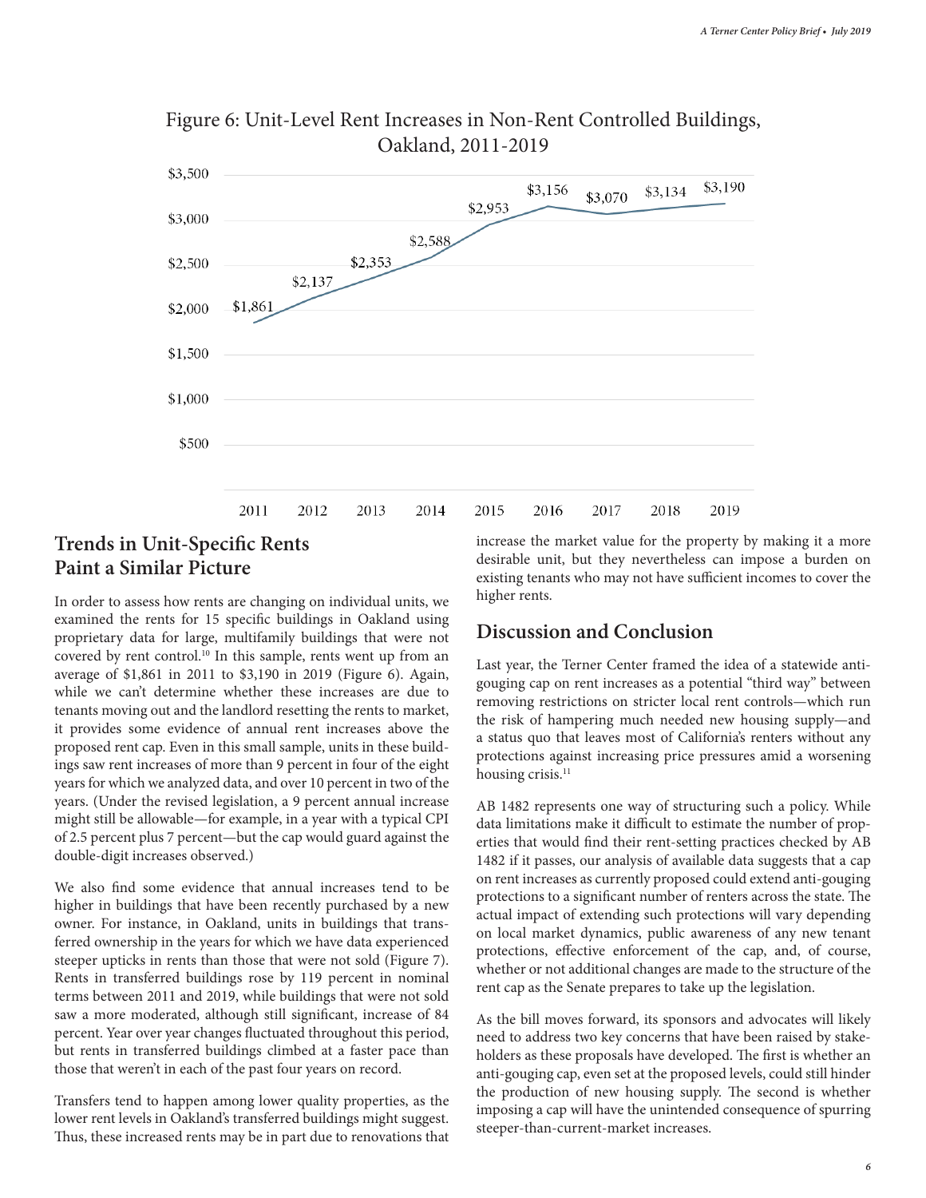Figure 6: Unit-Level Rent Increases in Non-Rent Controlled Buildings, Oakland, 2011-2019

| Year | Rent |
|---|---|
| 2011 | $1,861 |
| 2012 | $2,137 |
| 2013 | $2,353 |
| 2014 | $2,588 |
| 2015 | $2,953 |
| 2016 | $3,156 |
| 2017 | $3,070 |
| 2018 | $3,134 |
| 2019 | $3,190 |

## Trends in Unit-Specific Rents Paint a Similar Picture

In order to assess how rents are changing on individual units, we examined the rents for 15 specific buildings in Oakland using proprietary data for large, multifamily buildings that were not covered by rent control.[10] In this sample, rents went up from an average of $1,861 in 2011 to $3,190 in 2019 (Figure 6). Again, while we can't determine whether these increases are due to tenants moving out and the landlord resetting the rents to market, it provides some evidence of annual rent increases above the proposed rent cap. Even in this small sample, units in these buildings saw rent increases of more than 9 percent in four of the eight years for which we analyzed data, and over 10 percent in two of the years. (Under the revised legislation, a 9 percent annual increase might still be allowable—for example, in a year with a typical CPI of 2.5 percent plus 7 percent—but the cap would guard against the double-digit increases observed.)

We also find some evidence that annual increases tend to be higher in buildings that have been recently purchased by a new owner. For instance, in Oakland, units in buildings that transferred ownership in the years for which we have data experienced steeper upticks in rents than those that were not sold (Figure 7). Rents in transferred buildings rose by 119 percent in nominal terms between 2011 and 2019, while buildings that were not sold saw a more moderated, although still significant, increase of 84 percent. Year over year changes fluctuated throughout this period, but rents in transferred buildings climbed at a faster pace than those that weren't in each of the past four years on record.

Transfers tend to happen among lower quality properties, as the lower rent levels in Oakland's transferred buildings might suggest. Thus, these increased rents may be in part due to renovations that increase the market value for the property by making it a more desirable unit, but they nevertheless can impose a burden on existing tenants who may not have sufficient incomes to cover the higher rents.

## Discussion and Conclusion

Last year, the Terner Center framed the idea of a statewide anti-gouging cap on rent increases as a potential "third way" between removing restrictions on stricter local rent controls—which run the risk of hampering much needed new housing supply—and a status quo that leaves most of California's renters without any protections against increasing price pressures amid a worsening housing crisis.[11]

AB 1482 represents one way of structuring such a policy. While data limitations make it difficult to estimate the number of properties that would find their rent-setting practices checked by AB 1482 if it passes, our analysis of available data suggests that a cap on rent increases as currently proposed could extend anti-gouging protections to a significant number of renters across the state. The actual impact of extending such protections will vary depending on local market dynamics, public awareness of any new tenant protections, effective enforcement of the cap, and, of course, whether or not additional changes are made to the structure of the rent cap as the Senate prepares to take up the legislation.

As the bill moves forward, its sponsors and advocates will likely need to address two key concerns that have been raised by stakeholders as these proposals have developed. The first is whether an anti-gouging cap, even set at the proposed levels, could still hinder the production of new housing supply. The second is whether imposing a cap will have the unintended consequence of spurring steeper-than-current-market increases.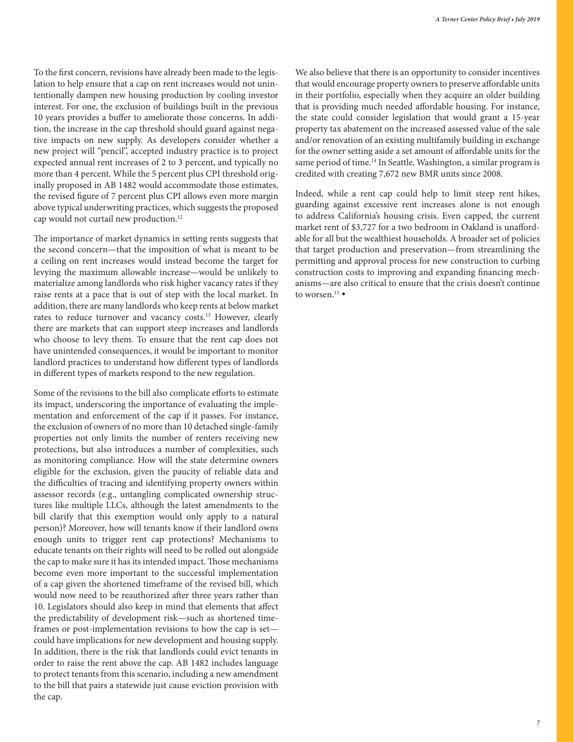To the first concern, revisions have already been made to the legislation to help ensure that a cap on rent increases would not unintentionally dampen new housing production by cooling investor interest. For one, the exclusion of buildings built in the previous 10 years provides a buffer to ameliorate those concerns. In addition, the increase in the cap threshold should guard against negative impacts on new supply. As developers consider whether a new project will "pencil", accepted industry practice is to project expected annual rent increases of 2 to 3 percent, and typically no more than 4 percent. While the 5 percent plus CPI threshold originally proposed in AB 1482 would accommodate those estimates, the revised figure of 7 percent plus CPI allows even more margin above typical underwriting practices, which suggests the proposed cap would not curtail new production.[12]

The importance of market dynamics in setting rents suggests that the second concern—that the imposition of what is meant to be a ceiling on rent increases would instead become the target for levying the maximum allowable increase—would be unlikely to materialize among landlords who risk higher vacancy rates if they raise rents at a pace that is out of step with the local market. In addition, there are many landlords who keep rents at below market rates to reduce turnover and vacancy costs.[13] However, clearly there are markets that can support steep increases and landlords who choose to levy them. To ensure that the rent cap does not have unintended consequences, it would be important to monitor landlord practices to understand how different types of landlords in different types of markets respond to the new regulation.

Some of the revisions to the bill also complicate efforts to estimate its impact, underscoring the importance of evaluating the implementation and enforcement of the cap if it passes. For instance, the exclusion of owners of no more than 10 detached single-family properties not only limits the number of renters receiving new protections, but also introduces a number of complexities, such as monitoring compliance. How will the state determine owners eligible for the exclusion, given the paucity of reliable data and the difficulties of tracing and identifying property owners within assessor records (e.g., untangling complicated ownership structures like multiple LLCs, although the latest amendments to the bill clarify that this exemption would only apply to a natural person)? Moreover, how will tenants know if their landlord owns enough units to trigger rent cap protections? Mechanisms to educate tenants on their rights will need to be rolled out alongside the cap to make sure it has its intended impact. Those mechanisms become even more important to the successful implementation of a cap given the shortened timeframe of the revised bill, which would now need to be reauthorized after three years rather than 10. Legislators should also keep in mind that elements that affect the predictability of development risk—such as shortened timeframes or post-implementation revisions to how the cap is set—could have implications for new development and housing supply. In addition, there is the risk that landlords could evict tenants in order to raise the rent above the cap. AB 1482 includes language to protect tenants from this scenario, including a new amendment to the bill that pairs a statewide just cause eviction provision with the cap.

We also believe that there is an opportunity to consider incentives that would encourage property owners to preserve affordable units in their portfolio, especially when they acquire an older building that is providing much needed affordable housing. For instance, the state could consider legislation that would grant a 15-year property tax abatement on the increased assessed value of the sale and/or renovation of an existing multifamily building in exchange for the owner setting aside a set amount of affordable units for the same period of time.[14] In Seattle, Washington, a similar program is credited with creating 7,672 new BMR units since 2008.

Indeed, while a rent cap could help to limit steep rent hikes, guarding against excessive rent increases alone is not enough to address California's housing crisis. Even capped, the current market rent of $3,727 for a two bedroom in Oakland is unaffordable for all but the wealthiest households. A broader set of policies that target production and preservation—from streamlining the permitting and approval process for new construction to curbing construction costs to improving and expanding financing mechanisms—are also critical to ensure that the crisis doesn't continue to worsen.[15] •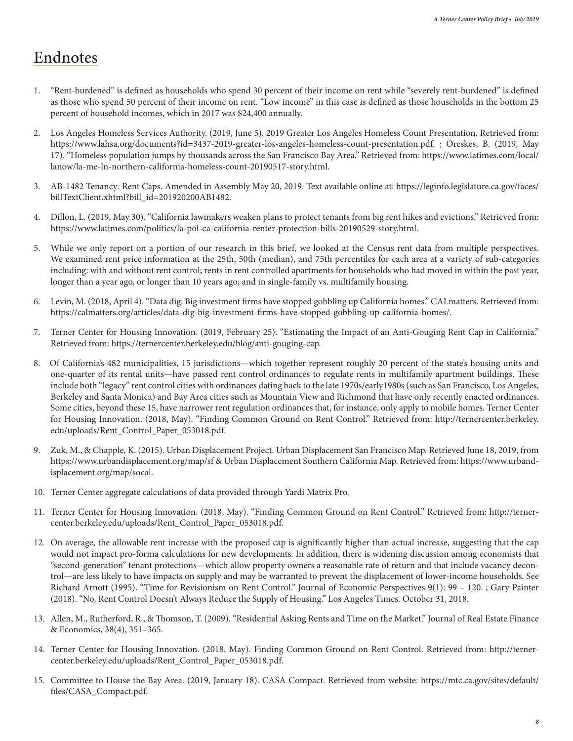# Endnotes

1. "Rent-burdened" is defined as households who spend 30 percent of their income on rent while "severely rent-burdened" is defined as those who spend 50 percent of their income on rent. "Low income" in this case is defined as those households in the bottom 25 percent of household incomes, which in 2017 was $24,400 annually.

2. Los Angeles Homeless Services Authority. (2019, June 5). 2019 Greater Los Angeles Homeless Count Presentation. Retrieved from: https://www.lahsa.org/documents?id=3437-2019-greater-los-angeles-homeless-count-presentation.pdf. ; Oreskes, B. (2019, May 17). "Homeless population jumps by thousands across the San Francisco Bay Area." Retrieved from: https://www.latimes.com/local/lanow/la-me-ln-northern-california-homeless-count-20190517-story.html.

3. AB-1482 Tenancy: Rent Caps. Amended in Assembly May 20, 2019. Text available online at: https://leginfo.legislature.ca.gov/faces/billTextClient.xhtml?bill_id=201920200AB1482.

4. Dillon, L. (2019, May 30). "California lawmakers weaken plans to protect tenants from big rent hikes and evictions." Retrieved from: https://www.latimes.com/politics/la-pol-ca-california-renter-protection-bills-20190529-story.html.

5. While we only report on a portion of our research in this brief, we looked at the Census rent data from multiple perspectives. We examined rent price information at the 25th, 50th (median), and 75th percentiles for each area at a variety of sub-categories including: with and without rent control; rents in rent controlled apartments for households who had moved in within the past year, longer than a year ago, or longer than 10 years ago; and in single-family vs. multifamily housing.

6. Levin, M. (2018, April 4). "Data dig: Big investment firms have stopped gobbling up California homes." CALmatters. Retrieved from: https://calmatters.org/articles/data-dig-big-investment-firms-have-stopped-gobbling-up-california-homes/.

7. Terner Center for Housing Innovation. (2019, February 25). "Estimating the Impact of an Anti-Gouging Rent Cap in California." Retrieved from: https://ternercenter.berkeley.edu/blog/anti-gouging-cap.

8. Of California's 482 municipalities, 15 jurisdictions—which together represent roughly 20 percent of the state's housing units and one-quarter of its rental units—have passed rent control ordinances to regulate rents in multifamily apartment buildings. These include both "legacy" rent control cities with ordinances dating back to the late 1970s/early1980s (such as San Francisco, Los Angeles, Berkeley and Santa Monica) and Bay Area cities such as Mountain View and Richmond that have only recently enacted ordinances. Some cities, beyond these 15, have narrower rent regulation ordinances that, for instance, only apply to mobile homes. Terner Center for Housing Innovation. (2018, May). "Finding Common Ground on Rent Control." Retrieved from: http://ternercenter.berkeley.edu/uploads/Rent_Control_Paper_053018.pdf.

9. Zuk, M., & Chapple, K. (2015). Urban Displacement Project. Urban Displacement San Francisco Map. Retrieved June 18, 2019, from https://www.urbandisplacement.org/map/sf & Urban Displacement Southern California Map. Retrieved from: https://www.urbandisplacement.org/map/socal.

10. Terner Center aggregate calculations of data provided through Yardi Matrix Pro.

11. Terner Center for Housing Innovation. (2018, May). "Finding Common Ground on Rent Control." Retrieved from: http://ternercenter.berkeley.edu/uploads/Rent_Control_Paper_053018.pdf.

12. On average, the allowable rent increase with the proposed cap is significantly higher than actual increase, suggesting that the cap would not impact pro-forma calculations for new developments. In addition, there is widening discussion among economists that "second-generation" tenant protections—which allow property owners a reasonable rate of return and that include vacancy decontrol—are less likely to have impacts on supply and may be warranted to prevent the displacement of lower-income households. See Richard Arnott (1995). "Time for Revisionism on Rent Control." Journal of Economic Perspectives 9(1): 99 – 120. ; Gary Painter (2018). "No, Rent Control Doesn't Always Reduce the Supply of Housing." Los Angeles Times. October 31, 2018.

13. Allen, M., Rutherford, R., & Thomson, T. (2009). "Residential Asking Rents and Time on the Market." Journal of Real Estate Finance & Economics, 38(4), 351–365.

14. Terner Center for Housing Innovation. (2018, May). Finding Common Ground on Rent Control. Retrieved from: http://ternercenter.berkeley.edu/uploads/Rent_Control_Paper_053018.pdf.

15. Committee to House the Bay Area. (2019, January 18). CASA Compact. Retrieved from website: https://mtc.ca.gov/sites/default/files/CASA_Compact.pdf.